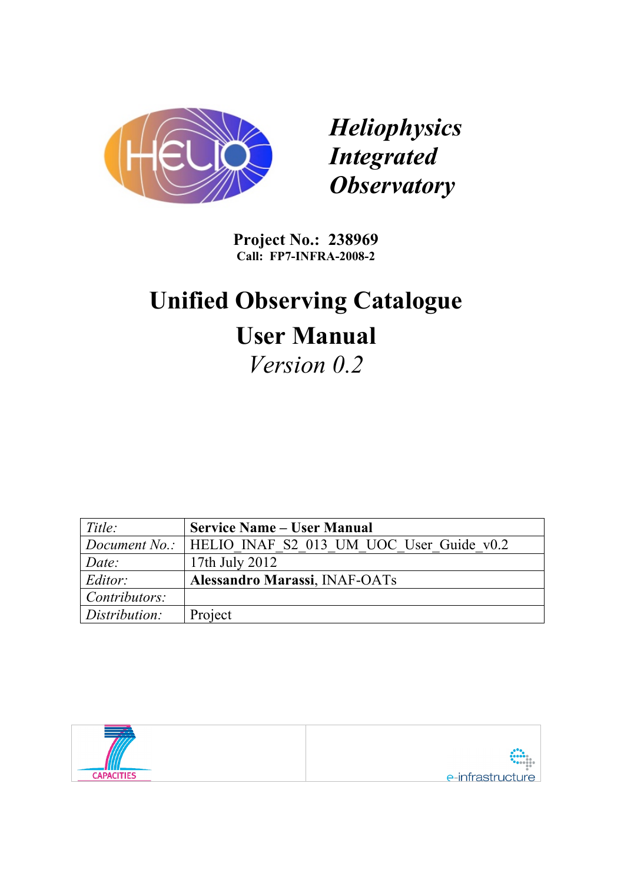*Heliophysics Integrated Observatory*

**Project No.: 238969**
**Call: FP7-INFRA-2008-2**

# Unified Observing Catalogue
# User Manual
*Version 0.2*

| *Title:* | **Service Name – User Manual** |
|---|---|
| *Document No.:* | HELIO_INAF_S2_013_UM_UOC_User_Guide_v0.2 |
| *Date:* | 17th July 2012 |
| *Editor:* | **Alessandro Marassi**, INAF-OATs |
| *Contributors:* | |
| *Distribution:* | Project |

CAPACITIES

e-infrastructure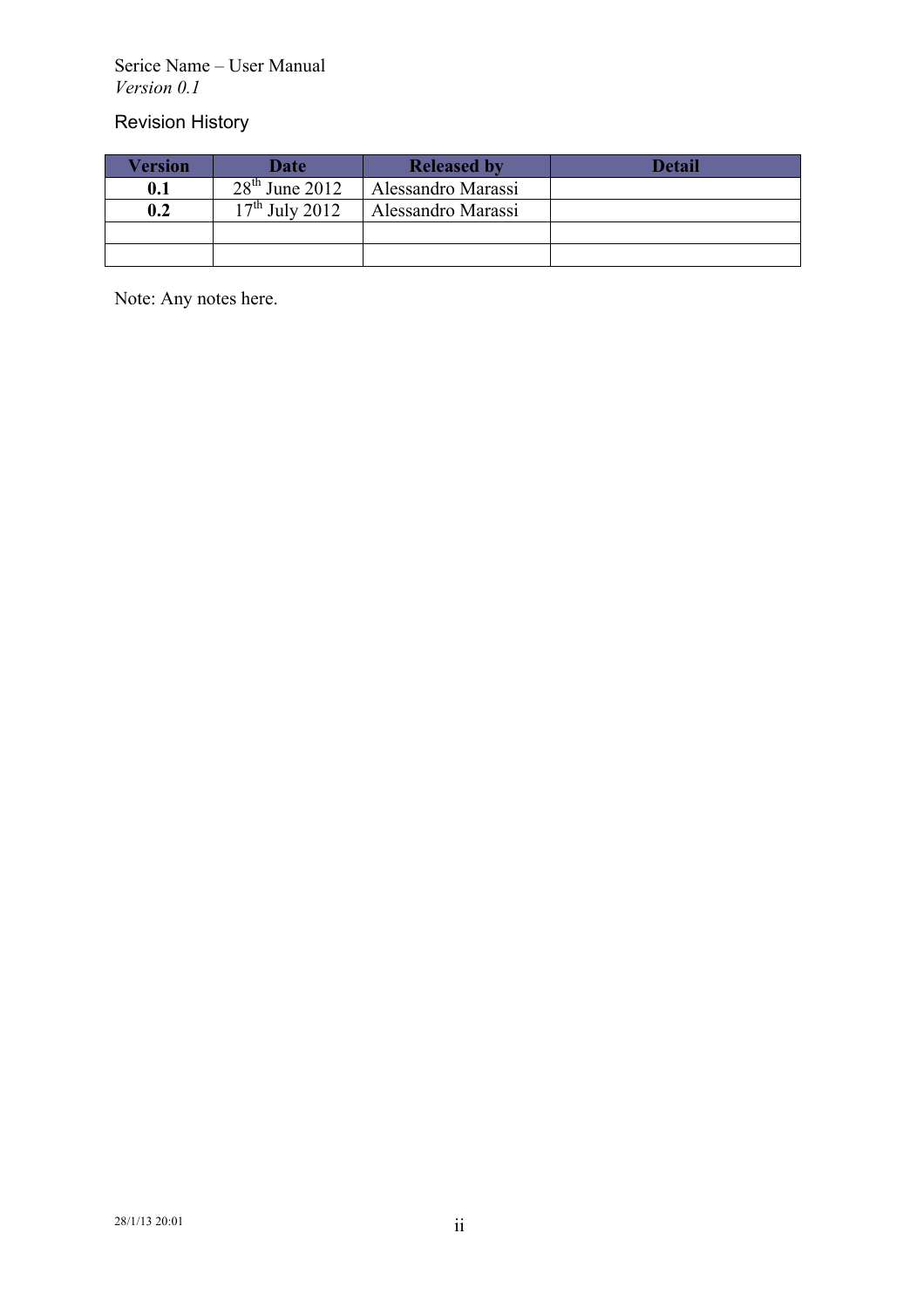## Revision History

| Version | Date | Released by | Detail |
|---|---|---|---|
| **0.1** | 28th June 2012 | Alessandro Marassi | |
| **0.2** | 17th July 2012 | Alessandro Marassi | |
| | | | |
| | | | |

Note: Any notes here.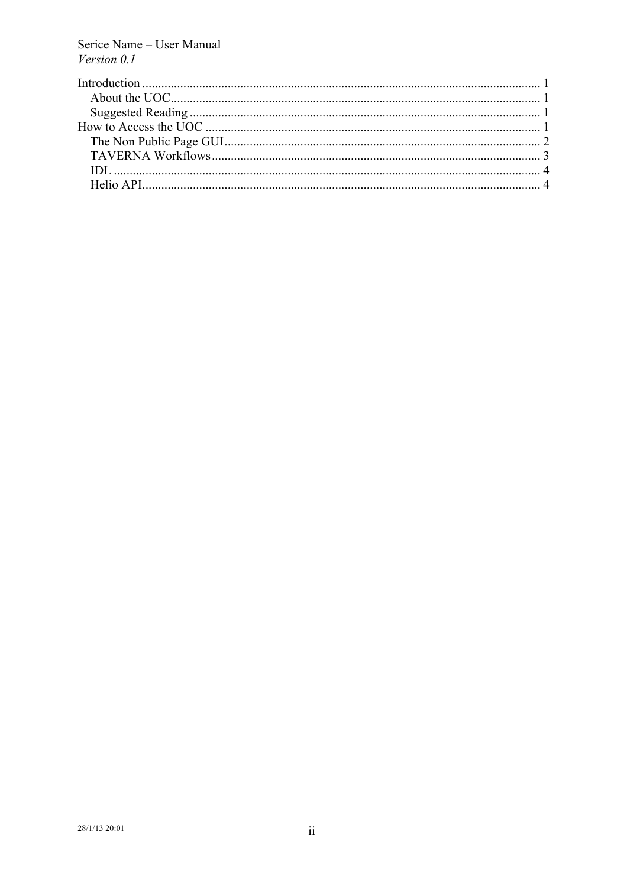Introduction ........................................................................................................................ 1
  About the UOC.................................................................................................................. 1
  Suggested Reading ............................................................................................................ 1
How to Access the UOC ....................................................................................................... 1
  The Non Public Page GUI.................................................................................................. 2
  TAVERNA Workflows...................................................................................................... 3
  IDL .................................................................................................................................... 4
  Helio API........................................................................................................................... 4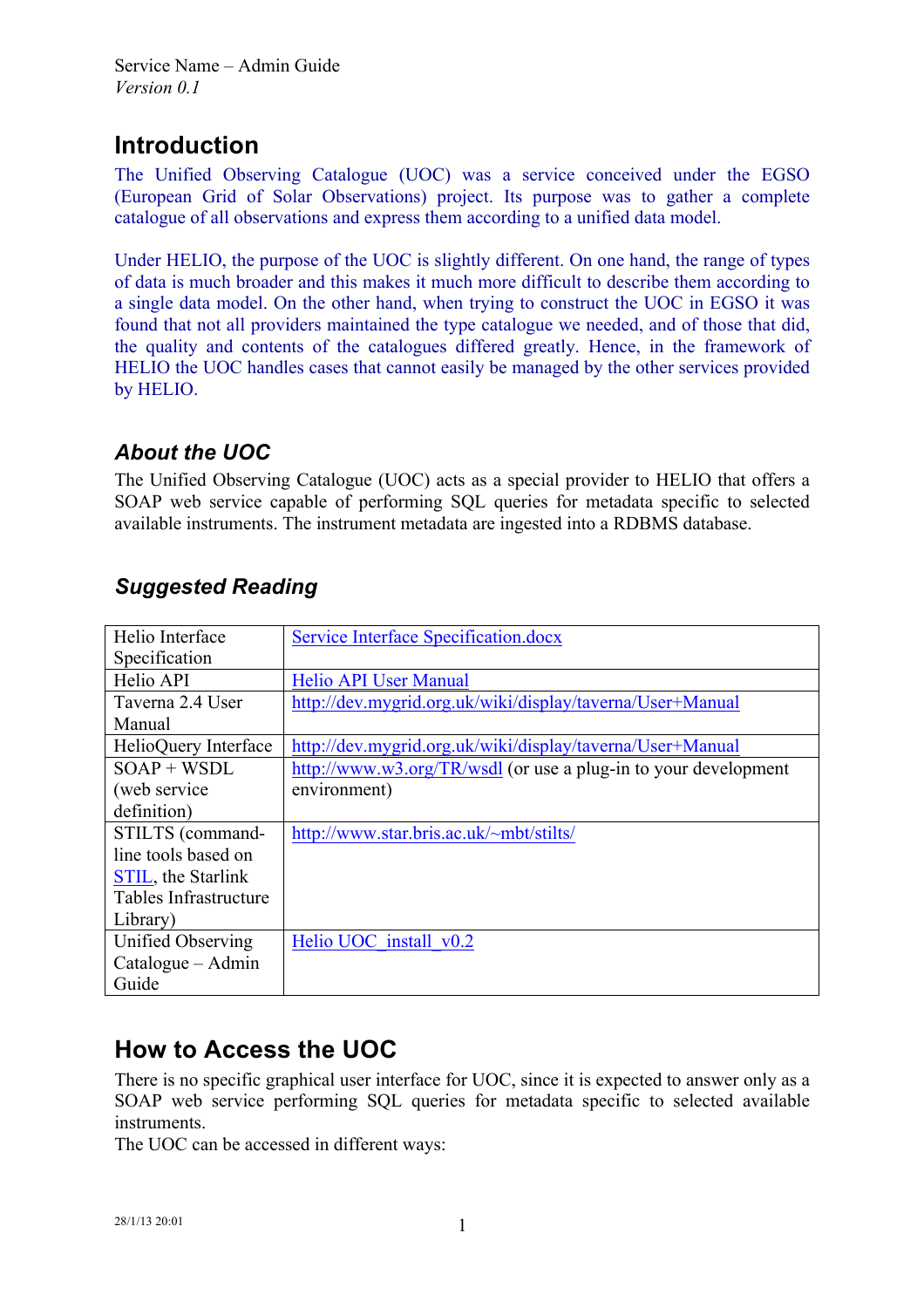# Introduction

The Unified Observing Catalogue (UOC) was a service conceived under the EGSO (European Grid of Solar Observations) project. Its purpose was to gather a complete catalogue of all observations and express them according to a unified data model.

Under HELIO, the purpose of the UOC is slightly different. On one hand, the range of types of data is much broader and this makes it much more difficult to describe them according to a single data model. On the other hand, when trying to construct the UOC in EGSO it was found that not all providers maintained the type catalogue we needed, and of those that did, the quality and contents of the catalogues differed greatly. Hence, in the framework of HELIO the UOC handles cases that cannot easily be managed by the other services provided by HELIO.

## *About the UOC*

The Unified Observing Catalogue (UOC) acts as a special provider to HELIO that offers a SOAP web service capable of performing SQL queries for metadata specific to selected available instruments. The instrument metadata are ingested into a RDBMS database.

## *Suggested Reading*

| | |
|---|---|
| Helio Interface Specification | Service Interface Specification.docx |
| Helio API | Helio API User Manual |
| Taverna 2.4 User Manual | http://dev.mygrid.org.uk/wiki/display/taverna/User+Manual |
| HelioQuery Interface | http://dev.mygrid.org.uk/wiki/display/taverna/User+Manual |
| SOAP + WSDL (web service definition) | http://www.w3.org/TR/wsdl (or use a plug-in to your development environment) |
| STILTS (command-line tools based on STIL, the Starlink Tables Infrastructure Library) | http://www.star.bris.ac.uk/~mbt/stilts/ |
| Unified Observing Catalogue – Admin Guide | Helio UOC_install_v0.2 |

# How to Access the UOC

There is no specific graphical user interface for UOC, since it is expected to answer only as a SOAP web service performing SQL queries for metadata specific to selected available instruments.

The UOC can be accessed in different ways: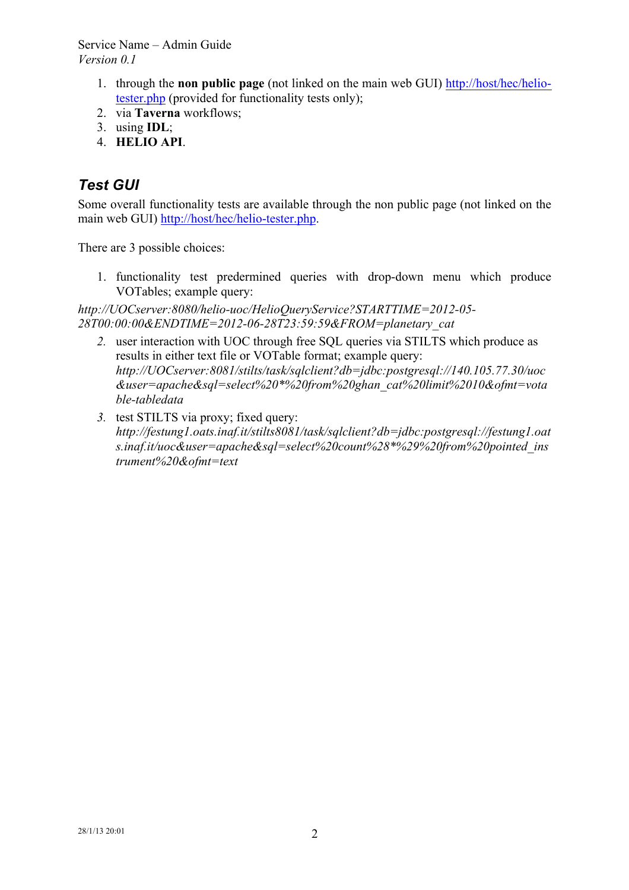1. through the **non public page** (not linked on the main web GUI) http://host/hec/helio-tester.php (provided for functionality tests only);
2. via **Taverna** workflows;
3. using **IDL**;
4. **HELIO API**.

## Test GUI

Some overall functionality tests are available through the non public page (not linked on the main web GUI) http://host/hec/helio-tester.php.

There are 3 possible choices:

1. functionality test predermined queries with drop-down menu which produce VOTables; example query:

*http://UOCserver:8080/helio-uoc/HelioQueryService?STARTTIME=2012-05-28T00:00:00&ENDTIME=2012-06-28T23:59:59&FROM=planetary_cat*

2. user interaction with UOC through free SQL queries via STILTS which produce as results in either text file or VOTable format; example query: *http://UOCserver:8081/stilts/task/sqlclient?db=jdbc:postgresql://140.105.77.30/uoc&user=apache&sql=select%20*%20from%20ghan_cat%20limit%2010&ofmt=votable-tabledata*
3. test STILTS via proxy; fixed query: *http://festung1.oats.inaf.it/stilts8081/task/sqlclient?db=jdbc:postgresql://festung1.oats.inaf.it/uoc&user=apache&sql=select%20count%28*%29%20from%20pointed_instrument%20&ofmt=text*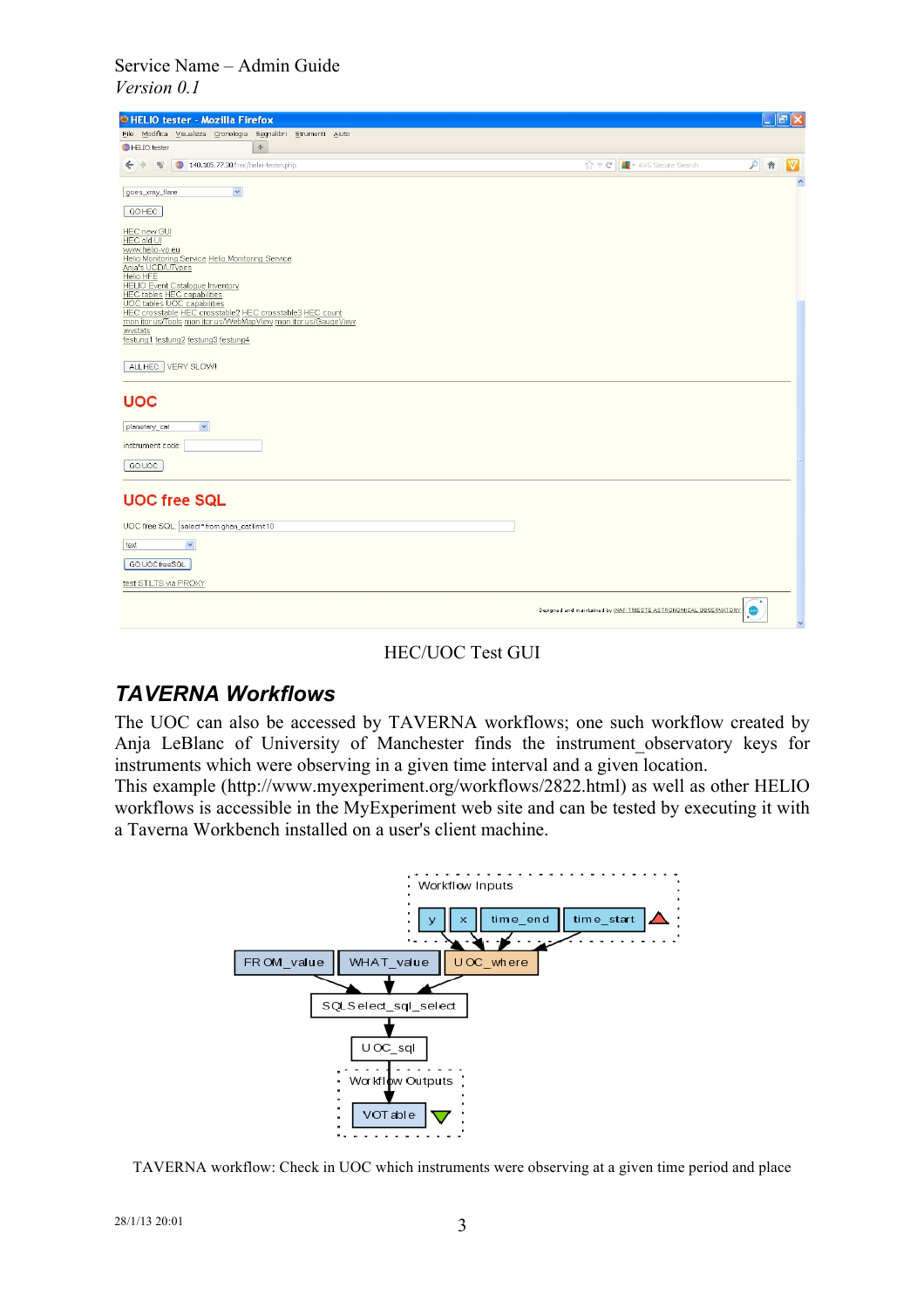HEC/UOC Test GUI

## TAVERNA Workflows

The UOC can also be accessed by TAVERNA workflows; one such workflow created by Anja LeBlanc of University of Manchester finds the instrument_observatory keys for instruments which were observing in a given time interval and a given location.

This example (http://www.myexperiment.org/workflows/2822.html) as well as other HELIO workflows is accessible in the MyExperiment web site and can be tested by executing it with a Taverna Workbench installed on a user's client machine.

TAVERNA workflow: Check in UOC which instruments were observing at a given time period and place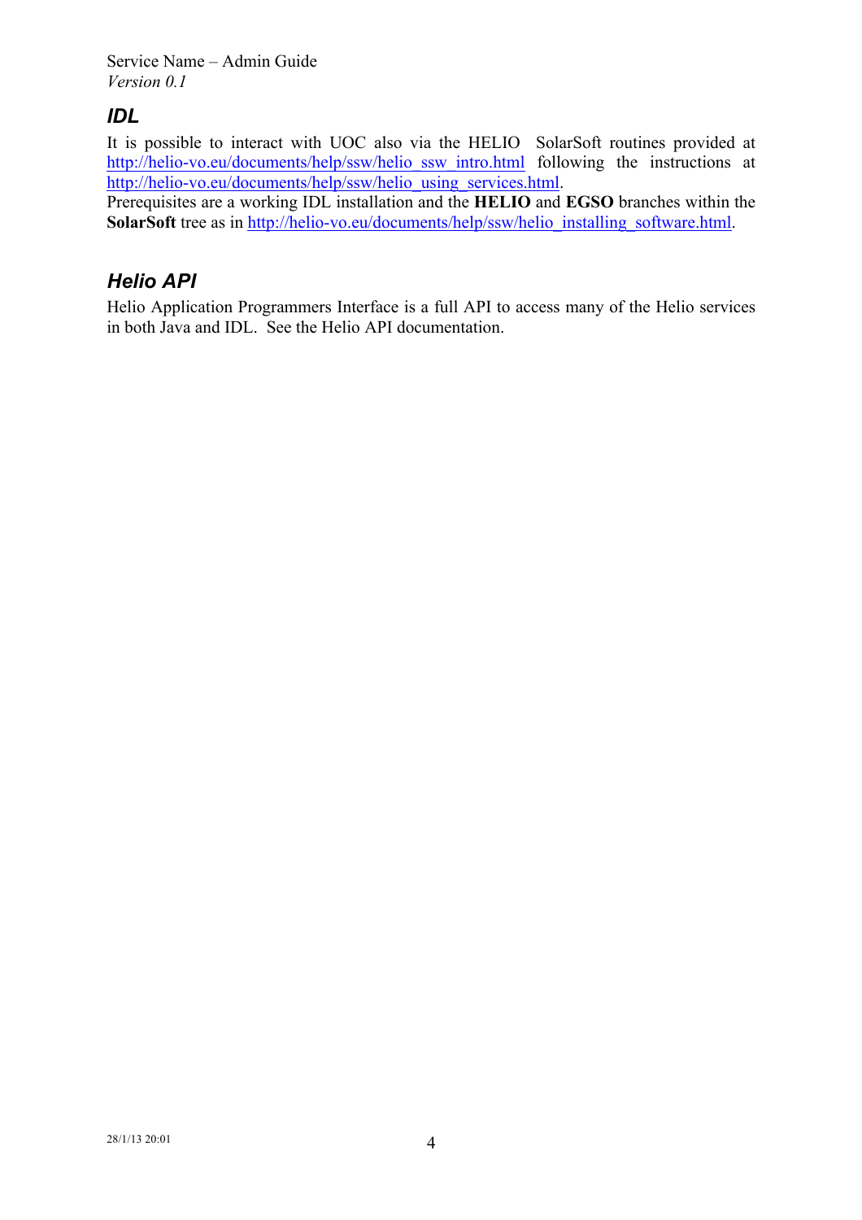## *IDL*

It is possible to interact with UOC also via the HELIO SolarSoft routines provided at http://helio-vo.eu/documents/help/ssw/helio_ssw_intro.html following the instructions at http://helio-vo.eu/documents/help/ssw/helio_using_services.html.
Prerequisites are a working IDL installation and the **HELIO** and **EGSO** branches within the **SolarSoft** tree as in http://helio-vo.eu/documents/help/ssw/helio_installing_software.html.

## *Helio API*

Helio Application Programmers Interface is a full API to access many of the Helio services in both Java and IDL. See the Helio API documentation.